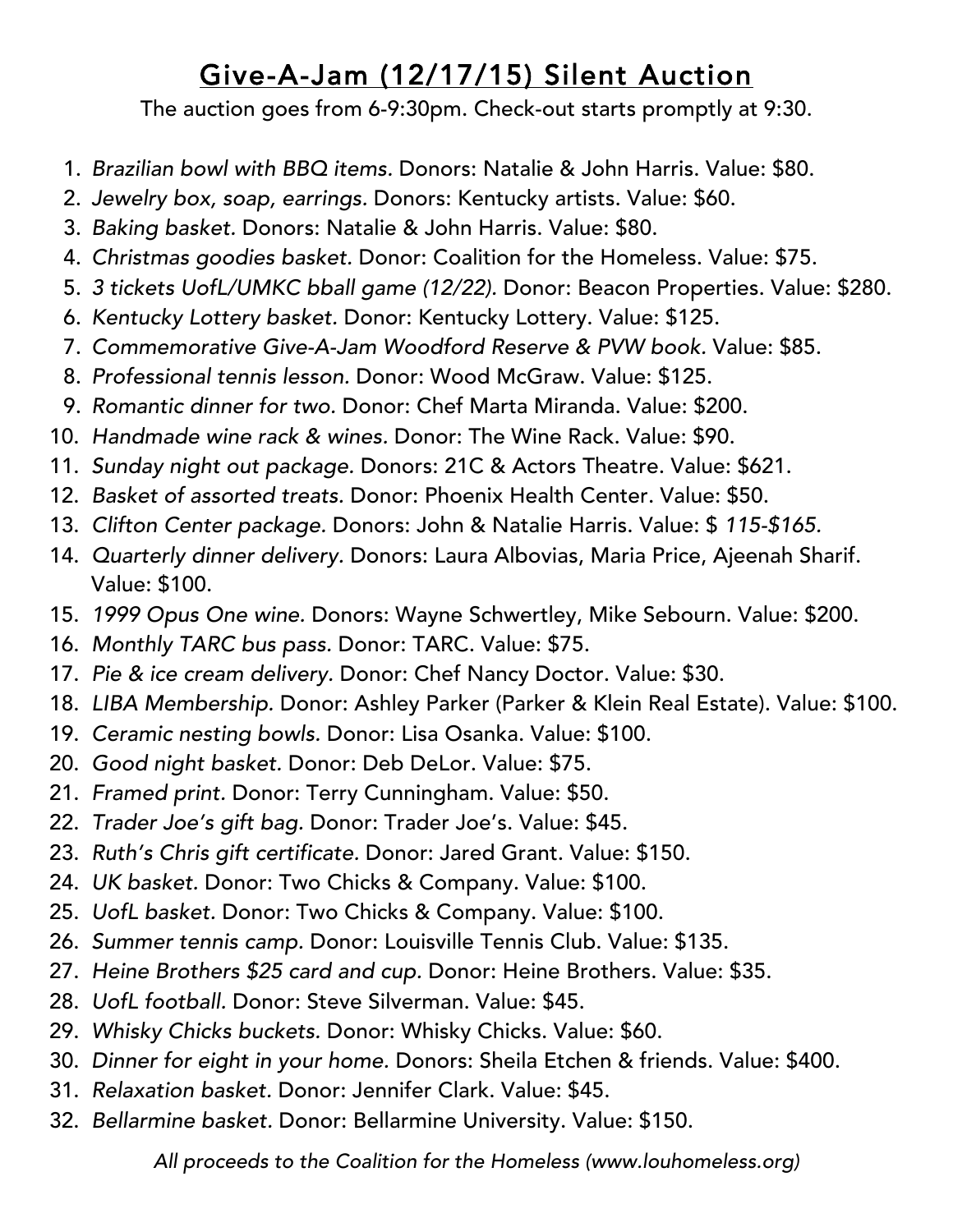# Give-A-Jam (12/17/15) Silent Auction

The auction goes from 6-9:30pm. Check-out starts promptly at 9:30.

1. *Brazilian bowl with BBQ items.* Donors: Natalie & John Harris. Value: $80.
2. *Jewelry box, soap, earrings.* Donors: Kentucky artists. Value: $60.
3. *Baking basket.* Donors: Natalie & John Harris. Value: $80.
4. *Christmas goodies basket.* Donor: Coalition for the Homeless. Value: $75.
5. *3 tickets UofL/UMKC bball game (12/22).* Donor: Beacon Properties. Value: $280.
6. *Kentucky Lottery basket.* Donor: Kentucky Lottery. Value: $125.
7. *Commemorative Give-A-Jam Woodford Reserve & PVW book.* Value: $85.
8. *Professional tennis lesson.* Donor: Wood McGraw. Value: $125.
9. *Romantic dinner for two.* Donor: Chef Marta Miranda. Value: $200.
10. *Handmade wine rack & wines.* Donor: The Wine Rack. Value: $90.
11. *Sunday night out package.* Donors: 21C & Actors Theatre. Value: $621.
12. *Basket of assorted treats.* Donor: Phoenix Health Center. Value: $50.
13. *Clifton Center package.* Donors: John & Natalie Harris. Value: $ *115-$165.*
14. *Quarterly dinner delivery.* Donors: Laura Albovias, Maria Price, Ajeenah Sharif. Value: $100.
15. *1999 Opus One wine.* Donors: Wayne Schwertley, Mike Sebourn. Value: $200.
16. *Monthly TARC bus pass.* Donor: TARC. Value: $75.
17. *Pie & ice cream delivery.* Donor: Chef Nancy Doctor. Value: $30.
18. *LIBA Membership.* Donor: Ashley Parker (Parker & Klein Real Estate). Value: $100.
19. *Ceramic nesting bowls.* Donor: Lisa Osanka. Value: $100.
20. *Good night basket.* Donor: Deb DeLor. Value: $75.
21. *Framed print.* Donor: Terry Cunningham. Value: $50.
22. *Trader Joe's gift bag.* Donor: Trader Joe's. Value: $45.
23. *Ruth's Chris gift certificate.* Donor: Jared Grant. Value: $150.
24. *UK basket.* Donor: Two Chicks & Company. Value: $100.
25. *UofL basket.* Donor: Two Chicks & Company. Value: $100.
26. *Summer tennis camp.* Donor: Louisville Tennis Club. Value: $135.
27. *Heine Brothers $25 card and cup.* Donor: Heine Brothers. Value: $35.
28. *UofL football.* Donor: Steve Silverman. Value: $45.
29. *Whisky Chicks buckets.* Donor: Whisky Chicks. Value: $60.
30. *Dinner for eight in your home.* Donors: Sheila Etchen & friends. Value: $400.
31. *Relaxation basket.* Donor: Jennifer Clark. Value: $45.
32. *Bellarmine basket.* Donor: Bellarmine University. Value: $150.

*All proceeds to the Coalition for the Homeless (www.louhomeless.org)*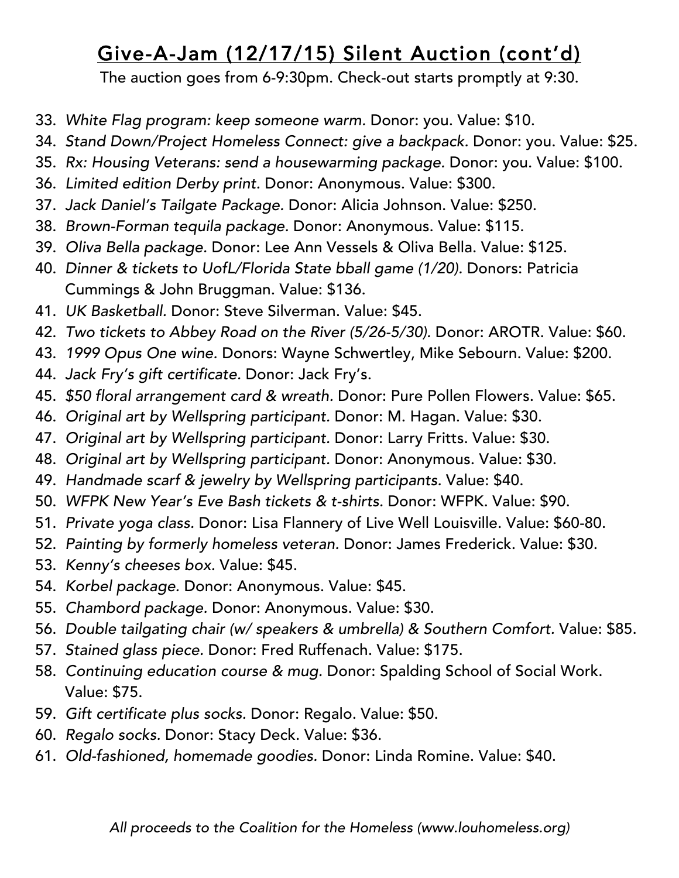# Give-A-Jam (12/17/15) Silent Auction (cont'd)

The auction goes from 6-9:30pm. Check-out starts promptly at 9:30.

33. *White Flag program: keep someone warm.* Donor: you. Value: $10.
34. *Stand Down/Project Homeless Connect: give a backpack.* Donor: you. Value: $25.
35. *Rx: Housing Veterans: send a housewarming package.* Donor: you. Value: $100.
36. *Limited edition Derby print.* Donor: Anonymous. Value: $300.
37. *Jack Daniel's Tailgate Package.* Donor: Alicia Johnson. Value: $250.
38. *Brown-Forman tequila package.* Donor: Anonymous. Value: $115.
39. *Oliva Bella package.* Donor: Lee Ann Vessels & Oliva Bella. Value: $125.
40. *Dinner & tickets to UofL/Florida State bball game (1/20).* Donors: Patricia Cummings & John Bruggman. Value: $136.
41. *UK Basketball.* Donor: Steve Silverman. Value: $45.
42. *Two tickets to Abbey Road on the River (5/26-5/30).* Donor: AROTR. Value: $60.
43. *1999 Opus One wine.* Donors: Wayne Schwertley, Mike Sebourn. Value: $200.
44. *Jack Fry's gift certificate.* Donor: Jack Fry's.
45. *$50 floral arrangement card & wreath.* Donor: Pure Pollen Flowers. Value: $65.
46. *Original art by Wellspring participant.* Donor: M. Hagan. Value: $30.
47. *Original art by Wellspring participant.* Donor: Larry Fritts. Value: $30.
48. *Original art by Wellspring participant.* Donor: Anonymous. Value: $30.
49. *Handmade scarf & jewelry by Wellspring participants.* Value: $40.
50. *WFPK New Year's Eve Bash tickets & t-shirts.* Donor: WFPK. Value: $90.
51. *Private yoga class.* Donor: Lisa Flannery of Live Well Louisville. Value: $60-80.
52. *Painting by formerly homeless veteran.* Donor: James Frederick. Value: $30.
53. *Kenny's cheeses box.* Value: $45.
54. *Korbel package.* Donor: Anonymous. Value: $45.
55. *Chambord package.* Donor: Anonymous. Value: $30.
56. *Double tailgating chair (w/ speakers & umbrella) & Southern Comfort.* Value: $85.
57. *Stained glass piece.* Donor: Fred Ruffenach. Value: $175.
58. *Continuing education course & mug.* Donor: Spalding School of Social Work. Value: $75.
59. *Gift certificate plus socks.* Donor: Regalo. Value: $50.
60. *Regalo socks.* Donor: Stacy Deck. Value: $36.
61. *Old-fashioned, homemade goodies.* Donor: Linda Romine. Value: $40.

*All proceeds to the Coalition for the Homeless (www.louhomeless.org)*